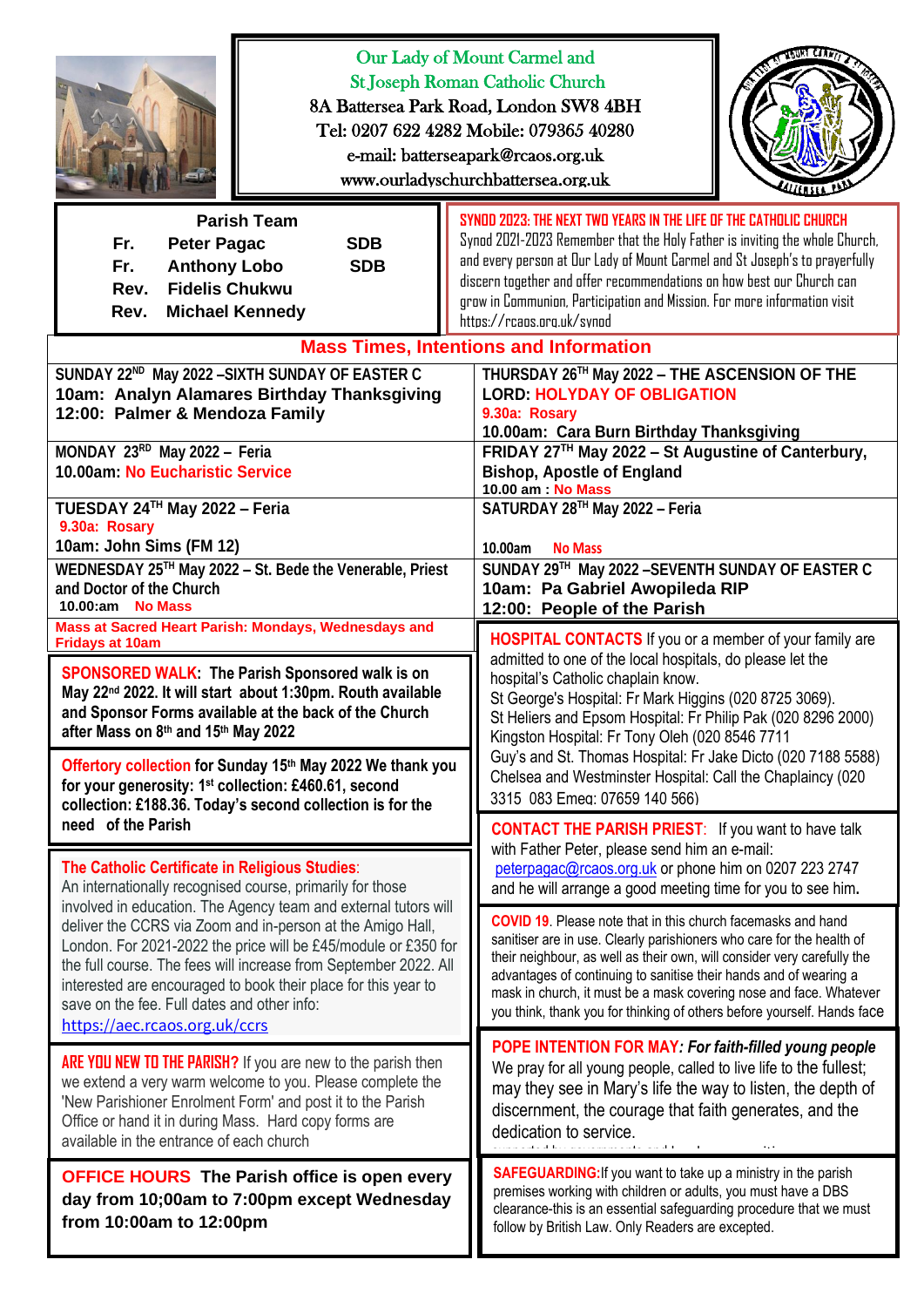# Our Lady of Mount Carmel and St Joseph Roman Catholic Church

8A Battersea Park Road, London SW8 4BH
Tel: 0207 622 4282 Mobile: 079365 40280
e-mail: batterseapark@rcaos.org.uk
www.ourladyschurchbattersea.org.uk

## Parish Team

Fr. Peter Pagac SDB
Fr. Anthony Lobo SDB
Rev. Fidelis Chukwu
Rev. Michael Kennedy

**SYNOD 2023: THE NEXT TWO YEARS IN THE LIFE OF THE CATHOLIC CHURCH**
Synod 2021-2023 Remember that the Holy Father is inviting the whole Church, and every person at Our Lady of Mount Carmel and St Joseph's to prayerfully discern together and offer recommendations on how best our Church can grow in Communion, Participation and Mission. For more information visit https://rcaos.org.uk/synod

## Mass Times, Intentions and Information

**SUNDAY 22ND May 2022 –SIXTH SUNDAY OF EASTER C**
**10am: Analyn Alamares Birthday Thanksgiving**
**12:00: Palmer & Mendoza Family**

**MONDAY 23RD May 2022 – Feria**
**10.00am: No Eucharistic Service**

**TUESDAY 24TH May 2022 – Feria**
**9.30a: Rosary**
**10am: John Sims (FM 12)**

**WEDNESDAY 25TH May 2022 – St. Bede the Venerable, Priest and Doctor of the Church**
**10.00:am No Mass**

**THURSDAY 26TH May 2022 – THE ASCENSION OF THE LORD: HOLYDAY OF OBLIGATION**
**9.30a: Rosary**
**10.00am: Cara Burn Birthday Thanksgiving**

**FRIDAY 27TH May 2022 – St Augustine of Canterbury, Bishop, Apostle of England**
**10.00 am : No Mass**

**SATURDAY 28TH May 2022 – Feria**
**10.00am No Mass**

**SUNDAY 29TH May 2022 –SEVENTH SUNDAY OF EASTER C**
**10am: Pa Gabriel Awopileda RIP**
**12:00: People of the Parish**

**Mass at Sacred Heart Parish: Mondays, Wednesdays and Fridays at 10am**

**SPONSORED WALK: The Parish Sponsored walk is on May 22nd 2022. It will start about 1:30pm. Routh available and Sponsor Forms available at the back of the Church after Mass on 8th and 15th May 2022**

**Offertory collection for Sunday 15th May 2022 We thank you for your generosity: 1st collection: £460.61, second collection: £188.36. Today's second collection is for the need of the Parish**

**The Catholic Certificate in Religious Studies**: An internationally recognised course, primarily for those involved in education. The Agency team and external tutors will deliver the CCRS via Zoom and in-person at the Amigo Hall, London. For 2021-2022 the price will be £45/module or £350 for the full course. The fees will increase from September 2022. All interested are encouraged to book their place for this year to save on the fee. Full dates and other info: https://aec.rcaos.org.uk/ccrs

**ARE YOU NEW TO THE PARISH?** If you are new to the parish then we extend a very warm welcome to you. Please complete the 'New Parishioner Enrolment Form' and post it to the Parish Office or hand it in during Mass. Hard copy forms are available in the entrance of each church

**OFFICE HOURS The Parish office is open every day from 10;00am to 7:00pm except Wednesday from 10:00am to 12:00pm**

**HOSPITAL CONTACTS** If you or a member of your family are admitted to one of the local hospitals, do please let the hospital's Catholic chaplain know.
St George's Hospital: Fr Mark Higgins (020 8725 3069).
St Heliers and Epsom Hospital: Fr Philip Pak (020 8296 2000)
Kingston Hospital: Fr Tony Oleh (020 8546 7711
Guy's and St. Thomas Hospital: Fr Jake Dicto (020 7188 5588)
Chelsea and Westminster Hospital: Call the Chaplaincy (020 3315 083 Emeg: 07659 140 566)

**CONTACT THE PARISH PRIEST**: If you want to have talk with Father Peter, please send him an e-mail: peterpagac@rcaos.org.uk or phone him on 0207 223 2747 and he will arrange a good meeting time for you to see him.

**COVID 19**. Please note that in this church facemasks and hand sanitiser are in use. Clearly parishioners who care for the health of their neighbour, as well as their own, will consider very carefully the advantages of continuing to sanitise their hands and of wearing a mask in church, it must be a mask covering nose and face. Whatever you think, thank you for thinking of others before yourself. Hands face

**POPE INTENTION FOR MAY:** ***For faith-filled young people***
We pray for all young people, called to live life to the fullest; may they see in Mary's life the way to listen, the depth of discernment, the courage that faith generates, and the dedication to service.

**SAFEGUARDING:** If you want to take up a ministry in the parish premises working with children or adults, you must have a DBS clearance-this is an essential safeguarding procedure that we must follow by British Law. Only Readers are excepted.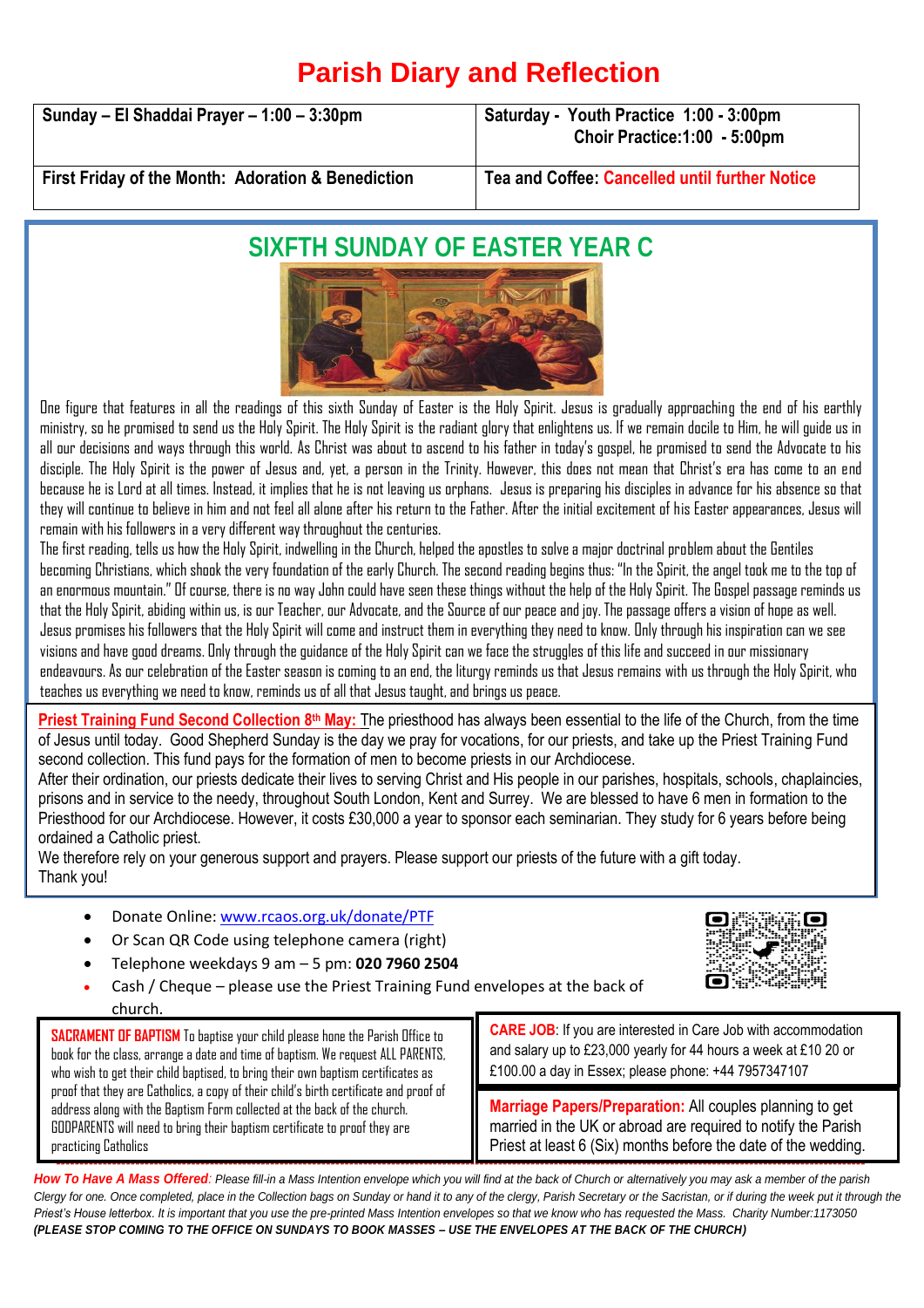# Parish Diary and Reflection

| | |
|---|---|
| **Sunday – El Shaddai Prayer – 1:00 – 3:30pm** | **Saturday - Youth Practice 1:00 - 3:00pm** **Choir Practice:1:00 - 5:00pm** |
| **First Friday of the Month: Adoration & Benediction** | **Tea and Coffee: Cancelled until further Notice** |

## SIXFTH SUNDAY OF EASTER YEAR C

One figure that features in all the readings of this sixth Sunday of Easter is the Holy Spirit. Jesus is gradually approaching the end of his earthly ministry, so he promised to send us the Holy Spirit. The Holy Spirit is the radiant glory that enlightens us. If we remain docile to Him, he will guide us in all our decisions and ways through this world. As Christ was about to ascend to his father in today's gospel, he promised to send the Advocate to his disciple. The Holy Spirit is the power of Jesus and, yet, a person in the Trinity. However, this does not mean that Christ's era has come to an end because he is Lord at all times. Instead, it implies that he is not leaving us orphans. Jesus is preparing his disciples in advance for his absence so that they will continue to believe in him and not feel all alone after his return to the Father. After the initial excitement of his Easter appearances, Jesus will remain with his followers in a very different way throughout the centuries.

The first reading, tells us how the Holy Spirit, indwelling in the Church, helped the apostles to solve a major doctrinal problem about the Gentiles becoming Christians, which shook the very foundation of the early Church. The second reading begins thus: "In the Spirit, the angel took me to the top of an enormous mountain." Of course, there is no way John could have seen these things without the help of the Holy Spirit. The Gospel passage reminds us that the Holy Spirit, abiding within us, is our Teacher, our Advocate, and the Source of our peace and joy. The passage offers a vision of hope as well. Jesus promises his followers that the Holy Spirit will come and instruct them in everything they need to know. Only through his inspiration can we see visions and have good dreams. Only through the guidance of the Holy Spirit can we face the struggles of this life and succeed in our missionary endeavours. As our celebration of the Easter season is coming to an end, the liturgy reminds us that Jesus remains with us through the Holy Spirit, who teaches us everything we need to know, reminds us of all that Jesus taught, and brings us peace.

**Priest Training Fund Second Collection 8th May:** The priesthood has always been essential to the life of the Church, from the time of Jesus until today. Good Shepherd Sunday is the day we pray for vocations, for our priests, and take up the Priest Training Fund second collection. This fund pays for the formation of men to become priests in our Archdiocese.

After their ordination, our priests dedicate their lives to serving Christ and His people in our parishes, hospitals, schools, chaplaincies, prisons and in service to the needy, throughout South London, Kent and Surrey. We are blessed to have 6 men in formation to the Priesthood for our Archdiocese. However, it costs £30,000 a year to sponsor each seminarian. They study for 6 years before being ordained a Catholic priest.

We therefore rely on your generous support and prayers. Please support our priests of the future with a gift today.

Thank you!

- Donate Online: www.rcaos.org.uk/donate/PTF
- Or Scan QR Code using telephone camera (right)
- Telephone weekdays 9 am – 5 pm: **020 7960 2504**
- Cash / Cheque – please use the Priest Training Fund envelopes at the back of church.

**SACRAMENT OF BAPTISM** To baptise your child please hone the Parish Office to book for the class, arrange a date and time of baptism. We request ALL PARENTS, who wish to get their child baptised, to bring their own baptism certificates as proof that they are Catholics, a copy of their child's birth certificate and proof of address along with the Baptism Form collected at the back of the church. GODPARENTS will need to bring their baptism certificate to proof they are practicing Catholics

**CARE JOB**: If you are interested in Care Job with accommodation and salary up to £23,000 yearly for 44 hours a week at £10 20 or £100.00 a day in Essex; please phone: +44 7957347107

**Marriage Papers/Preparation:** All couples planning to get married in the UK or abroad are required to notify the Parish Priest at least 6 (Six) months before the date of the wedding.

***How To Have A Mass Offered****: Please fill-in a Mass Intention envelope which you will find at the back of Church or alternatively you may ask a member of the parish Clergy for one. Once completed, place in the Collection bags on Sunday or hand it to any of the clergy, Parish Secretary or the Sacristan, or if during the week put it through the Priest's House letterbox. It is important that you use the pre-printed Mass Intention envelopes so that we know who has requested the Mass. Charity Number:1173050*

***(PLEASE STOP COMING TO THE OFFICE ON SUNDAYS TO BOOK MASSES – USE THE ENVELOPES AT THE BACK OF THE CHURCH)***